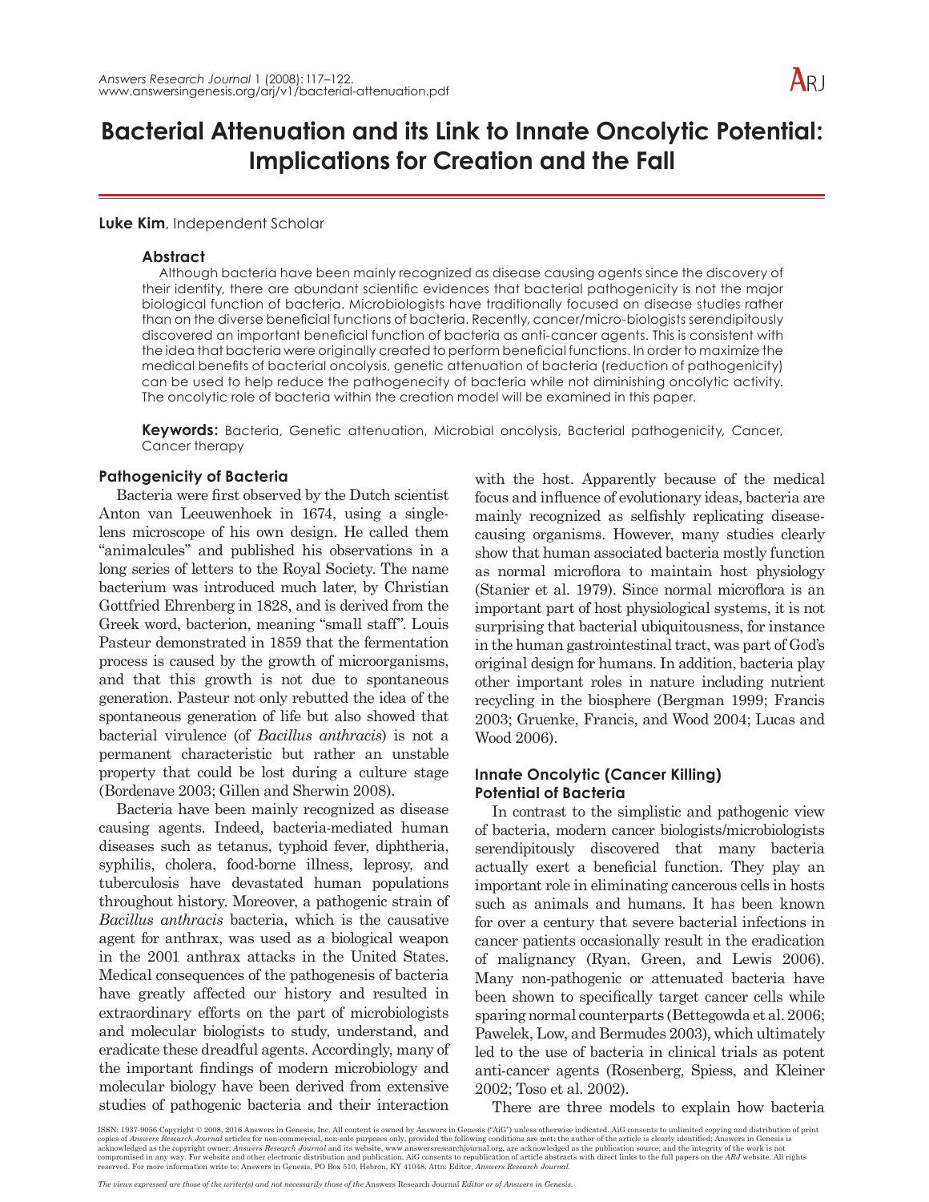# Bacterial Attenuation and its Link to Innate Oncolytic Potential: Implications for Creation and the Fall

**Luke Kim**, Independent Scholar

### Abstract

Although bacteria have been mainly recognized as disease causing agents since the discovery of their identity, there are abundant scientific evidences that bacterial pathogenicity is not the major biological function of bacteria. Microbiologists have traditionally focused on disease studies rather than on the diverse beneficial functions of bacteria. Recently, cancer/micro-biologists serendipitously discovered an important beneficial function of bacteria as anti-cancer agents. This is consistent with the idea that bacteria were originally created to perform beneficial functions. In order to maximize the medical benefits of bacterial oncolysis, genetic attenuation of bacteria (reduction of pathogenicity) can be used to help reduce the pathogenecity of bacteria while not diminishing oncolytic activity. The oncolytic role of bacteria within the creation model will be examined in this paper.

**Keywords:** Bacteria, Genetic attenuation, Microbial oncolysis, Bacterial pathogenicity, Cancer, Cancer therapy

## Pathogenicity of Bacteria

Bacteria were first observed by the Dutch scientist Anton van Leeuwenhoek in 1674, using a single-lens microscope of his own design. He called them "animalcules" and published his observations in a long series of letters to the Royal Society. The name bacterium was introduced much later, by Christian Gottfried Ehrenberg in 1828, and is derived from the Greek word, bacterion, meaning "small staff". Louis Pasteur demonstrated in 1859 that the fermentation process is caused by the growth of microorganisms, and that this growth is not due to spontaneous generation. Pasteur not only rebutted the idea of the spontaneous generation of life but also showed that bacterial virulence (of *Bacillus anthracis*) is not a permanent characteristic but rather an unstable property that could be lost during a culture stage (Bordenave 2003; Gillen and Sherwin 2008).

Bacteria have been mainly recognized as disease causing agents. Indeed, bacteria-mediated human diseases such as tetanus, typhoid fever, diphtheria, syphilis, cholera, food-borne illness, leprosy, and tuberculosis have devastated human populations throughout history. Moreover, a pathogenic strain of *Bacillus anthracis* bacteria, which is the causative agent for anthrax, was used as a biological weapon in the 2001 anthrax attacks in the United States. Medical consequences of the pathogenesis of bacteria have greatly affected our history and resulted in extraordinary efforts on the part of microbiologists and molecular biologists to study, understand, and eradicate these dreadful agents. Accordingly, many of the important findings of modern microbiology and molecular biology have been derived from extensive studies of pathogenic bacteria and their interaction with the host. Apparently because of the medical focus and influence of evolutionary ideas, bacteria are mainly recognized as selfishly replicating disease-causing organisms. However, many studies clearly show that human associated bacteria mostly function as normal microflora to maintain host physiology (Stanier et al. 1979). Since normal microflora is an important part of host physiological systems, it is not surprising that bacterial ubiquitousness, for instance in the human gastrointestinal tract, was part of God's original design for humans. In addition, bacteria play other important roles in nature including nutrient recycling in the biosphere (Bergman 1999; Francis 2003; Gruenke, Francis, and Wood 2004; Lucas and Wood 2006).

## Innate Oncolytic (Cancer Killing) Potential of Bacteria

In contrast to the simplistic and pathogenic view of bacteria, modern cancer biologists/microbiologists serendipitously discovered that many bacteria actually exert a beneficial function. They play an important role in eliminating cancerous cells in hosts such as animals and humans. It has been known for over a century that severe bacterial infections in cancer patients occasionally result in the eradication of malignancy (Ryan, Green, and Lewis 2006). Many non-pathogenic or attenuated bacteria have been shown to specifically target cancer cells while sparing normal counterparts (Bettegowda et al. 2006; Pawelek, Low, and Bermudes 2003), which ultimately led to the use of bacteria in clinical trials as potent anti-cancer agents (Rosenberg, Spiess, and Kleiner 2002; Toso et al. 2002).

There are three models to explain how bacteria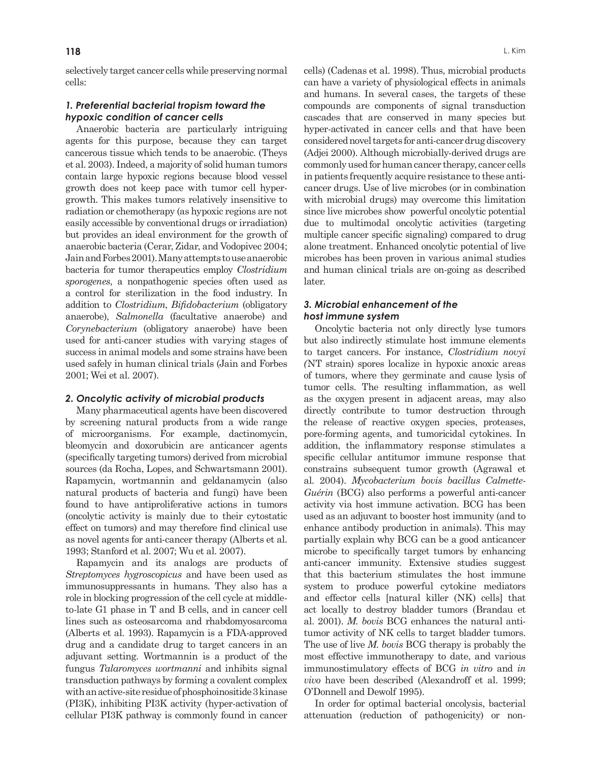selectively target cancer cells while preserving normal cells:

### *1. Preferential bacterial tropism toward the hypoxic condition of cancer cells*

Anaerobic bacteria are particularly intriguing agents for this purpose, because they can target cancerous tissue which tends to be anaerobic. (Theys et al. 2003). Indeed, a majority of solid human tumors contain large hypoxic regions because blood vessel growth does not keep pace with tumor cell hyper-growth. This makes tumors relatively insensitive to radiation or chemotherapy (as hypoxic regions are not easily accessible by conventional drugs or irradiation) but provides an ideal environment for the growth of anaerobic bacteria (Cerar, Zidar, and Vodopivec 2004; Jain and Forbes 2001). Many attempts to use anaerobic bacteria for tumor therapeutics employ *Clostridium sporogenes*, a nonpathogenic species often used as a control for sterilization in the food industry. In addition to *Clostridium*, *Bifidobacterium* (obligatory anaerobe), *Salmonella* (facultative anaerobe) and *Corynebacterium* (obligatory anaerobe) have been used for anti-cancer studies with varying stages of success in animal models and some strains have been used safely in human clinical trials (Jain and Forbes 2001; Wei et al. 2007).

### *2. Oncolytic activity of microbial products*

Many pharmaceutical agents have been discovered by screening natural products from a wide range of microorganisms. For example, dactinomycin, bleomycin and doxorubicin are anticancer agents (specifically targeting tumors) derived from microbial sources (da Rocha, Lopes, and Schwartsmann 2001). Rapamycin, wortmannin and geldanamycin (also natural products of bacteria and fungi) have been found to have antiproliferative actions in tumors (oncolytic activity is mainly due to their cytostatic effect on tumors) and may therefore find clinical use as novel agents for anti-cancer therapy (Alberts et al. 1993; Stanford et al. 2007; Wu et al. 2007).

Rapamycin and its analogs are products of *Streptomyces hygroscopicus* and have been used as immunosuppressants in humans. They also has a role in blocking progression of the cell cycle at middle-to-late G1 phase in T and B cells, and in cancer cell lines such as osteosarcoma and rhabdomyosarcoma (Alberts et al. 1993). Rapamycin is a FDA-approved drug and a candidate drug to target cancers in an adjuvant setting. Wortmannin is a product of the fungus *Talaromyces wortmanni* and inhibits signal transduction pathways by forming a covalent complex with an active-site residue of phosphoinositide 3 kinase (PI3K), inhibiting PI3K activity (hyper-activation of cellular PI3K pathway is commonly found in cancer cells) (Cadenas et al. 1998). Thus, microbial products can have a variety of physiological effects in animals and humans. In several cases, the targets of these compounds are components of signal transduction cascades that are conserved in many species but hyper-activated in cancer cells and that have been considered novel targets for anti-cancer drug discovery (Adjei 2000). Although microbially-derived drugs are commonly used for human cancer therapy, cancer cells in patients frequently acquire resistance to these anti-cancer drugs. Use of live microbes (or in combination with microbial drugs) may overcome this limitation since live microbes show powerful oncolytic potential due to multimodal oncolytic activities (targeting multiple cancer specific signaling) compared to drug alone treatment. Enhanced oncolytic potential of live microbes has been proven in various animal studies and human clinical trials are on-going as described later.

### *3. Microbial enhancement of the host immune system*

Oncolytic bacteria not only directly lyse tumors but also indirectly stimulate host immune elements to target cancers. For instance, *Clostridium novyi (*NT strain) spores localize in hypoxic anoxic areas of tumors, where they germinate and cause lysis of tumor cells. The resulting inflammation, as well as the oxygen present in adjacent areas, may also directly contribute to tumor destruction through the release of reactive oxygen species, proteases, pore-forming agents, and tumoricidal cytokines. In addition, the inflammatory response stimulates a specific cellular antitumor immune response that constrains subsequent tumor growth (Agrawal et al. 2004). *Mycobacterium bovis bacillus Calmette-Guérin* (BCG) also performs a powerful anti-cancer activity via host immune activation. BCG has been used as an adjuvant to booster host immunity (and to enhance antibody production in animals). This may partially explain why BCG can be a good anticancer microbe to specifically target tumors by enhancing anti-cancer immunity. Extensive studies suggest that this bacterium stimulates the host immune system to produce powerful cytokine mediators and effector cells [natural killer (NK) cells] that act locally to destroy bladder tumors (Brandau et al. 2001). *M. bovis* BCG enhances the natural anti-tumor activity of NK cells to target bladder tumors. The use of live *M. bovis* BCG therapy is probably the most effective immunotherapy to date, and various immunostimulatory effects of BCG *in vitro* and *in vivo* have been described (Alexandroff et al. 1999; O'Donnell and Dewolf 1995).

In order for optimal bacterial oncolysis, bacterial attenuation (reduction of pathogenicity) or non-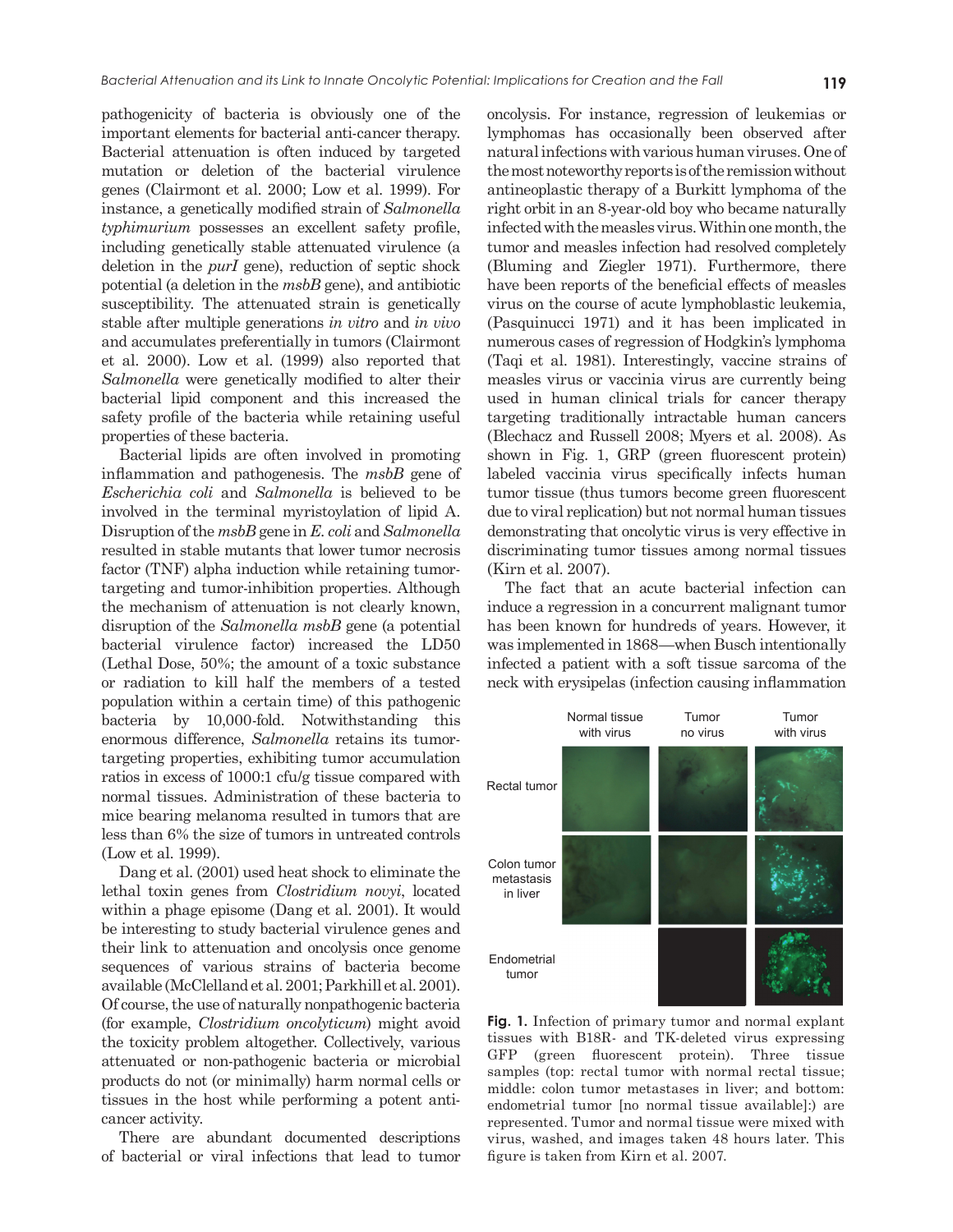pathogenicity of bacteria is obviously one of the important elements for bacterial anti-cancer therapy. Bacterial attenuation is often induced by targeted mutation or deletion of the bacterial virulence genes (Clairmont et al. 2000; Low et al. 1999). For instance, a genetically modified strain of *Salmonella typhimurium* possesses an excellent safety profile, including genetically stable attenuated virulence (a deletion in the *purI* gene), reduction of septic shock potential (a deletion in the *msbB* gene), and antibiotic susceptibility. The attenuated strain is genetically stable after multiple generations *in vitro* and *in vivo* and accumulates preferentially in tumors (Clairmont et al. 2000). Low et al. (1999) also reported that *Salmonella* were genetically modified to alter their bacterial lipid component and this increased the safety profile of the bacteria while retaining useful properties of these bacteria.

Bacterial lipids are often involved in promoting inflammation and pathogenesis. The *msbB* gene of *Escherichia coli* and *Salmonella* is believed to be involved in the terminal myristoylation of lipid A. Disruption of the *msbB* gene in *E. coli* and *Salmonella* resulted in stable mutants that lower tumor necrosis factor (TNF) alpha induction while retaining tumor-targeting and tumor-inhibition properties. Although the mechanism of attenuation is not clearly known, disruption of the *Salmonella msbB* gene (a potential bacterial virulence factor) increased the LD50 (Lethal Dose, 50%; the amount of a toxic substance or radiation to kill half the members of a tested population within a certain time) of this pathogenic bacteria by 10,000-fold. Notwithstanding this enormous difference, *Salmonella* retains its tumor-targeting properties, exhibiting tumor accumulation ratios in excess of 1000:1 cfu/g tissue compared with normal tissues. Administration of these bacteria to mice bearing melanoma resulted in tumors that are less than 6% the size of tumors in untreated controls (Low et al. 1999).

Dang et al. (2001) used heat shock to eliminate the lethal toxin genes from *Clostridium novyi*, located within a phage episome (Dang et al. 2001). It would be interesting to study bacterial virulence genes and their link to attenuation and oncolysis once genome sequences of various strains of bacteria become available (McClelland et al. 2001; Parkhill et al. 2001). Of course, the use of naturally nonpathogenic bacteria (for example, *Clostridium oncolyticum*) might avoid the toxicity problem altogether. Collectively, various attenuated or non-pathogenic bacteria or microbial products do not (or minimally) harm normal cells or tissues in the host while performing a potent anti-cancer activity.

There are abundant documented descriptions of bacterial or viral infections that lead to tumor oncolysis. For instance, regression of leukemias or lymphomas has occasionally been observed after natural infections with various human viruses. One of the most noteworthy reports is of the remission without antineoplastic therapy of a Burkitt lymphoma of the right orbit in an 8-year-old boy who became naturally infected with the measles virus. Within one month, the tumor and measles infection had resolved completely (Bluming and Ziegler 1971). Furthermore, there have been reports of the beneficial effects of measles virus on the course of acute lymphoblastic leukemia, (Pasquinucci 1971) and it has been implicated in numerous cases of regression of Hodgkin's lymphoma (Taqi et al. 1981). Interestingly, vaccine strains of measles virus or vaccinia virus are currently being used in human clinical trials for cancer therapy targeting traditionally intractable human cancers (Blechacz and Russell 2008; Myers et al. 2008). As shown in Fig. 1, GRP (green fluorescent protein) labeled vaccinia virus specifically infects human tumor tissue (thus tumors become green fluorescent due to viral replication) but not normal human tissues demonstrating that oncolytic virus is very effective in discriminating tumor tissues among normal tissues (Kirn et al. 2007).

The fact that an acute bacterial infection can induce a regression in a concurrent malignant tumor has been known for hundreds of years. However, it was implemented in 1868—when Busch intentionally infected a patient with a soft tissue sarcoma of the neck with erysipelas (infection causing inflammation

**Fig. 1.** Infection of primary tumor and normal explant tissues with B18R- and TK-deleted virus expressing GFP (green fluorescent protein). Three tissue samples (top: rectal tumor with normal rectal tissue; middle: colon tumor metastases in liver; and bottom: endometrial tumor [no normal tissue available]:) are represented. Tumor and normal tissue were mixed with virus, washed, and images taken 48 hours later. This figure is taken from Kirn et al. 2007.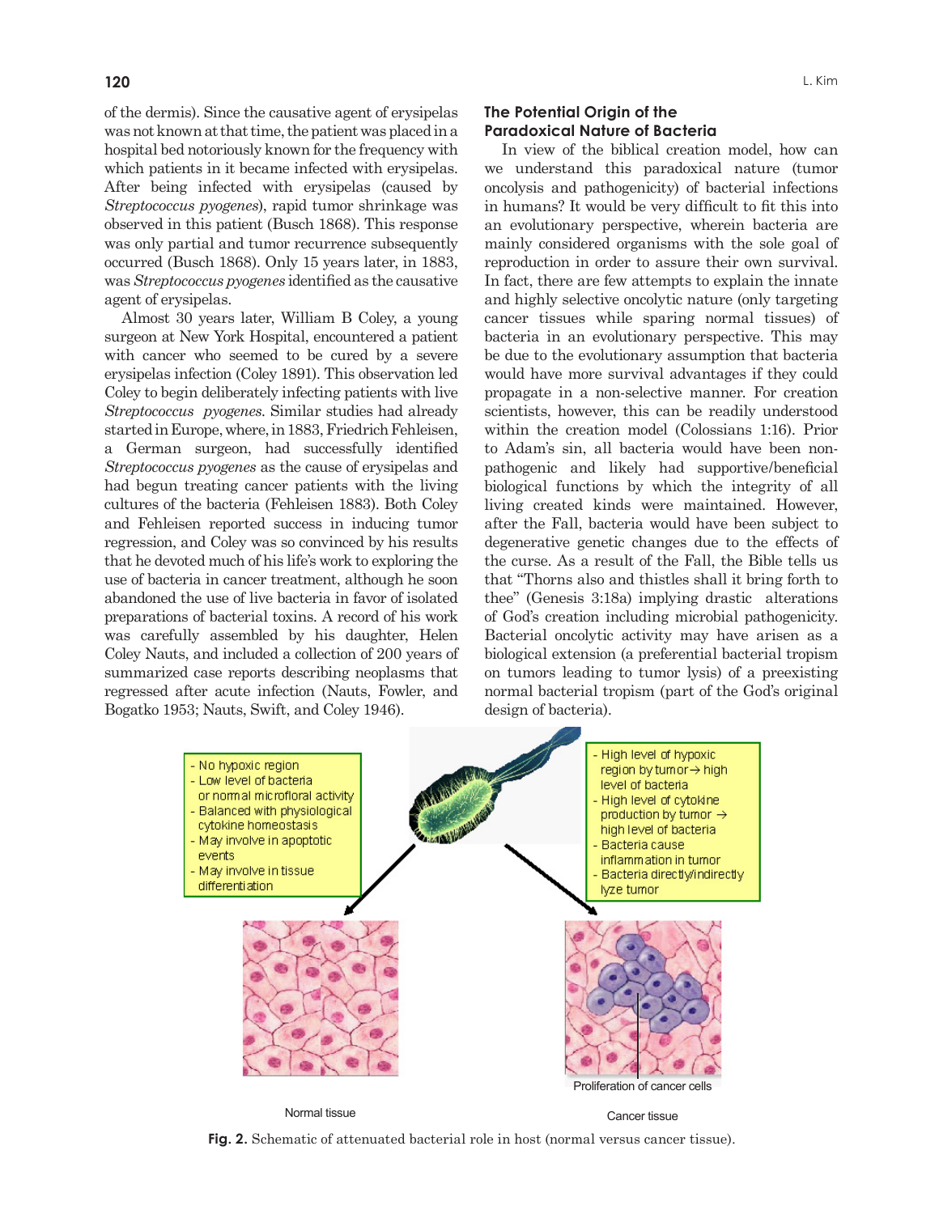of the dermis). Since the causative agent of erysipelas was not known at that time, the patient was placed in a hospital bed notoriously known for the frequency with which patients in it became infected with erysipelas. After being infected with erysipelas (caused by *Streptococcus pyogenes*), rapid tumor shrinkage was observed in this patient (Busch 1868). This response was only partial and tumor recurrence subsequently occurred (Busch 1868). Only 15 years later, in 1883, was *Streptococcus pyogenes* identified as the causative agent of erysipelas.

Almost 30 years later, William B Coley, a young surgeon at New York Hospital, encountered a patient with cancer who seemed to be cured by a severe erysipelas infection (Coley 1891). This observation led Coley to begin deliberately infecting patients with live *Streptococcus pyogenes*. Similar studies had already started in Europe, where, in 1883, Friedrich Fehleisen, a German surgeon, had successfully identified *Streptococcus pyogenes* as the cause of erysipelas and had begun treating cancer patients with the living cultures of the bacteria (Fehleisen 1883). Both Coley and Fehleisen reported success in inducing tumor regression, and Coley was so convinced by his results that he devoted much of his life's work to exploring the use of bacteria in cancer treatment, although he soon abandoned the use of live bacteria in favor of isolated preparations of bacterial toxins. A record of his work was carefully assembled by his daughter, Helen Coley Nauts, and included a collection of 200 years of summarized case reports describing neoplasms that regressed after acute infection (Nauts, Fowler, and Bogatko 1953; Nauts, Swift, and Coley 1946).

## The Potential Origin of the Paradoxical Nature of Bacteria

In view of the biblical creation model, how can we understand this paradoxical nature (tumor oncolysis and pathogenicity) of bacterial infections in humans? It would be very difficult to fit this into an evolutionary perspective, wherein bacteria are mainly considered organisms with the sole goal of reproduction in order to assure their own survival. In fact, there are few attempts to explain the innate and highly selective oncolytic nature (only targeting cancer tissues while sparing normal tissues) of bacteria in an evolutionary perspective. This may be due to the evolutionary assumption that bacteria would have more survival advantages if they could propagate in a non-selective manner. For creation scientists, however, this can be readily understood within the creation model (Colossians 1:16). Prior to Adam's sin, all bacteria would have been non-pathogenic and likely had supportive/beneficial biological functions by which the integrity of all living created kinds were maintained. However, after the Fall, bacteria would have been subject to degenerative genetic changes due to the effects of the curse. As a result of the Fall, the Bible tells us that "Thorns also and thistles shall it bring forth to thee" (Genesis 3:18a) implying drastic alterations of God's creation including microbial pathogenicity. Bacterial oncolytic activity may have arisen as a biological extension (a preferential bacterial tropism on tumors leading to tumor lysis) of a preexisting normal bacterial tropism (part of the God's original design of bacteria).

- No hypoxic region
- Low level of bacteria or normal microfloral activity
- Balanced with physiological cytokine homeostasis
- May involve in apoptotic events
- May involve in tissue differentiation

- High level of hypoxic region by tumor → high level of bacteria
- High level of cytokine production by tumor → high level of bacteria
- Bacteria cause inflammation in tumor
- Bacteria directly/indirectly lyze tumor

Proliferation of cancer cells

Normal tissue

Cancer tissue

**Fig. 2.** Schematic of attenuated bacterial role in host (normal versus cancer tissue).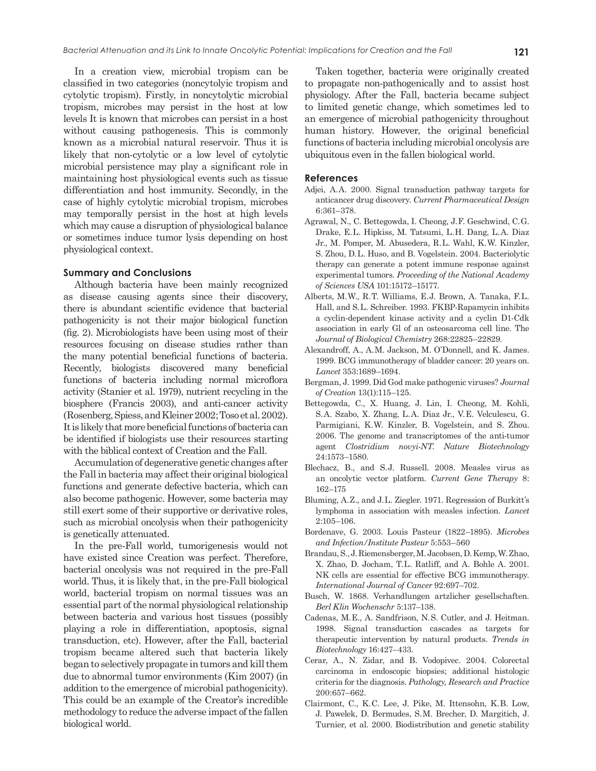In a creation view, microbial tropism can be classified in two categories (noncytolyic tropism and cytolytic tropism). Firstly, in noncytolytic microbial tropism, microbes may persist in the host at low levels It is known that microbes can persist in a host without causing pathogenesis. This is commonly known as a microbial natural reservoir. Thus it is likely that non-cytolytic or a low level of cytolytic microbial persistence may play a significant role in maintaining host physiological events such as tissue differentiation and host immunity. Secondly, in the case of highly cytolytic microbial tropism, microbes may temporally persist in the host at high levels which may cause a disruption of physiological balance or sometimes induce tumor lysis depending on host physiological context.

### Summary and Conclusions

Although bacteria have been mainly recognized as disease causing agents since their discovery, there is abundant scientific evidence that bacterial pathogenicity is not their major biological function (fig. 2). Microbiologists have been using most of their resources focusing on disease studies rather than the many potential beneficial functions of bacteria. Recently, biologists discovered many beneficial functions of bacteria including normal microflora activity (Stanier et al. 1979), nutrient recycling in the biosphere (Francis 2003), and anti-cancer activity (Rosenberg, Spiess, and Kleiner 2002; Toso et al. 2002). It is likely that more beneficial functions of bacteria can be identified if biologists use their resources starting with the biblical context of Creation and the Fall.

Accumulation of degenerative genetic changes after the Fall in bacteria may affect their original biological functions and generate defective bacteria, which can also become pathogenic. However, some bacteria may still exert some of their supportive or derivative roles, such as microbial oncolysis when their pathogenicity is genetically attenuated.

In the pre-Fall world, tumorigenesis would not have existed since Creation was perfect. Therefore, bacterial oncolysis was not required in the pre-Fall world. Thus, it is likely that, in the pre-Fall biological world, bacterial tropism on normal tissues was an essential part of the normal physiological relationship between bacteria and various host tissues (possibly playing a role in differentiation, apoptosis, signal transduction, etc). However, after the Fall, bacterial tropism became altered such that bacteria likely began to selectively propagate in tumors and kill them due to abnormal tumor environments (Kim 2007) (in addition to the emergence of microbial pathogenicity). This could be an example of the Creator's incredible methodology to reduce the adverse impact of the fallen biological world.

Taken together, bacteria were originally created to propagate non-pathogenically and to assist host physiology. After the Fall, bacteria became subject to limited genetic change, which sometimes led to an emergence of microbial pathogenicity throughout human history. However, the original beneficial functions of bacteria including microbial oncolysis are ubiquitous even in the fallen biological world.

### References

Adjei, A.A. 2000. Signal transduction pathway targets for anticancer drug discovery. *Current Pharmaceutical Design* 6:361–378.

Agrawal, N., C. Bettegowda, I. Cheong, J.F. Geschwind, C.G. Drake, E.L. Hipkiss, M. Tatsumi, L.H. Dang, L.A. Diaz Jr., M. Pomper, M. Abusedera, R.L. Wahl, K.W. Kinzler, S. Zhou, D.L. Huso, and B. Vogelstein. 2004. Bacteriolytic therapy can generate a potent immune response against experimental tumors. *Proceeding of the National Academy of Sciences USA* 101:15172–15177.

Alberts, M.W., R.T. Williams, E.J. Brown, A. Tanaka, F.L. Hall, and S.L. Schreiber. 1993. FKBP-Rapamycin inhibits a cyclin-dependent kinase activity and a cyclin D1-Cdk association in early Gl of an osteosarcoma cell line. The *Journal of Biological Chemistry* 268:22825–22829.

Alexandroff, A., A.M. Jackson, M. O'Donnell, and K. James. 1999. BCG immunotherapy of bladder cancer: 20 years on. *Lancet* 353:1689–1694.

Bergman, J. 1999. Did God make pathogenic viruses? *Journal of Creation* 13(1):115–125.

Bettegowda, C., X. Huang, J. Lin, I. Cheong, M. Kohli, S.A. Szabo, X. Zhang, L.A. Diaz Jr., V.E. Velculescu, G. Parmigiani, K.W. Kinzler, B. Vogelstein, and S. Zhou. 2006. The genome and transcriptomes of the anti-tumor agent *Clostridium novyi-NT. Nature Biotechnology* 24:1573–1580.

Blechacz, B., and S.J. Russell. 2008. Measles virus as an oncolytic vector platform. *Current Gene Therapy* 8: 162–175

Bluming, A.Z., and J.L. Ziegler. 1971. Regression of Burkitt's lymphoma in association with measles infection. *Lancet* 2:105–106.

Bordenave, G. 2003. Louis Pasteur (1822–1895). *Microbes and Infection/Institute Pasteur* 5:553–560

Brandau, S., J. Riemensberger, M. Jacobsen, D. Kemp, W. Zhao, X. Zhao, D. Jocham, T.L. Ratliff, and A. Bohle A. 2001. NK cells are essential for effective BCG immunotherapy. *International Journal of Cancer* 92:697–702.

Busch, W. 1868. Verhandlungen artzlicher gesellschaften. *Berl Klin Wochenschr* 5:137–138.

Cadenas, M.E., A. Sandfrison, N.S. Cutler, and J. Heitman. 1998. Signal transduction cascades as targets for therapeutic intervention by natural products. *Trends in Biotechnology* 16:427–433.

Cerar, A., N. Zidar, and B. Vodopivec. 2004. Colorectal carcinoma in endoscopic biopsies; additional histologic criteria for the diagnosis. *Pathology, Research and Practice* 200:657–662.

Clairmont, C., K.C. Lee, J. Pike, M. Ittensohn, K.B. Low, J. Pawelek, D. Bermudes, S.M. Brecher, D. Margitich, J. Turnier, et al. 2000. Biodistribution and genetic stability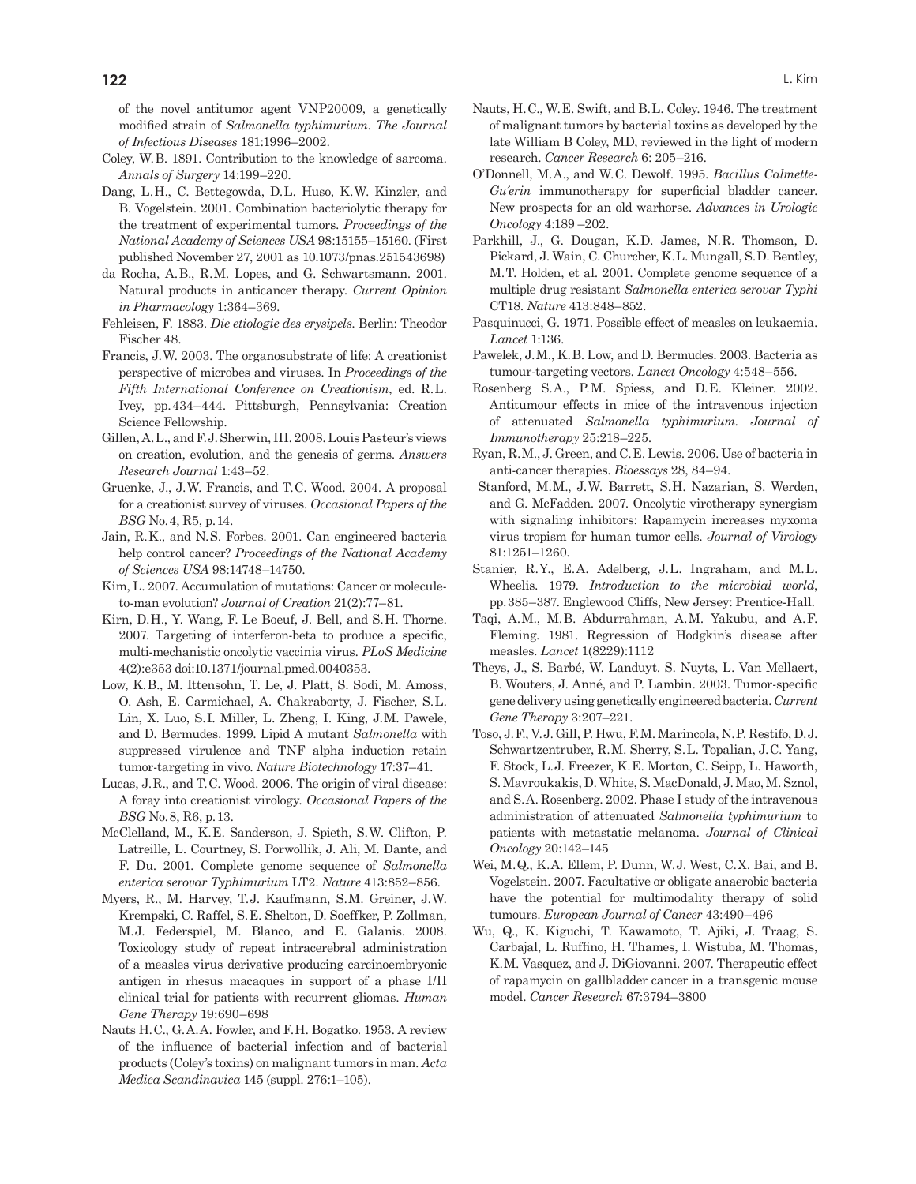of the novel antitumor agent VNP20009, a genetically modified strain of *Salmonella typhimurium*. *The Journal of Infectious Diseases* 181:1996–2002.

Coley, W.B. 1891. Contribution to the knowledge of sarcoma. *Annals of Surgery* 14:199–220.

Dang, L.H., C. Bettegowda, D.L. Huso, K.W. Kinzler, and B. Vogelstein. 2001. Combination bacteriolytic therapy for the treatment of experimental tumors. *Proceedings of the National Academy of Sciences USA* 98:15155–15160. (First published November 27, 2001 as 10.1073/pnas.251543698)

da Rocha, A.B., R.M. Lopes, and G. Schwartsmann. 2001. Natural products in anticancer therapy. *Current Opinion in Pharmacology* 1:364–369.

Fehleisen, F. 1883. *Die etiologie des erysipels*. Berlin: Theodor Fischer 48.

Francis, J.W. 2003. The organosubstrate of life: A creationist perspective of microbes and viruses. In *Proceedings of the Fifth International Conference on Creationism*, ed. R.L. Ivey, pp. 434–444. Pittsburgh, Pennsylvania: Creation Science Fellowship.

Gillen, A.L., and F.J. Sherwin, III. 2008. Louis Pasteur's views on creation, evolution, and the genesis of germs. *Answers Research Journal* 1:43–52.

Gruenke, J., J.W. Francis, and T.C. Wood. 2004. A proposal for a creationist survey of viruses. *Occasional Papers of the BSG* No. 4, R5, p. 14.

Jain, R.K., and N.S. Forbes. 2001. Can engineered bacteria help control cancer? *Proceedings of the National Academy of Sciences USA* 98:14748–14750.

Kim, L. 2007. Accumulation of mutations: Cancer or molecule-to-man evolution? *Journal of Creation* 21(2):77–81.

Kirn, D.H., Y. Wang, F. Le Boeuf, J. Bell, and S.H. Thorne. 2007. Targeting of interferon-beta to produce a specific, multi-mechanistic oncolytic vaccinia virus. *PLoS Medicine* 4(2):e353 doi:10.1371/journal.pmed.0040353.

Low, K.B., M. Ittensohn, T. Le, J. Platt, S. Sodi, M. Amoss, O. Ash, E. Carmichael, A. Chakraborty, J. Fischer, S.L. Lin, X. Luo, S.I. Miller, L. Zheng, I. King, J.M. Pawele, and D. Bermudes. 1999. Lipid A mutant *Salmonella* with suppressed virulence and TNF alpha induction retain tumor-targeting in vivo. *Nature Biotechnology* 17:37–41.

Lucas, J.R., and T.C. Wood. 2006. The origin of viral disease: A foray into creationist virology. *Occasional Papers of the BSG* No. 8, R6, p. 13.

McClelland, M., K.E. Sanderson, J. Spieth, S.W. Clifton, P. Latreille, L. Courtney, S. Porwollik, J. Ali, M. Dante, and F. Du. 2001. Complete genome sequence of *Salmonella enterica serovar Typhimurium* LT2. *Nature* 413:852–856.

Myers, R., M. Harvey, T.J. Kaufmann, S.M. Greiner, J.W. Krempski, C. Raffel, S.E. Shelton, D. Soeffker, P. Zollman, M.J. Federspiel, M. Blanco, and E. Galanis. 2008. Toxicology study of repeat intracerebral administration of a measles virus derivative producing carcinoembryonic antigen in rhesus macaques in support of a phase I/II clinical trial for patients with recurrent gliomas. *Human Gene Therapy* 19:690–698

Nauts H.C., G.A.A. Fowler, and F.H. Bogatko. 1953. A review of the influence of bacterial infection and of bacterial products (Coley's toxins) on malignant tumors in man. *Acta Medica Scandinavica* 145 (suppl. 276:1–105).

Nauts, H.C., W.E. Swift, and B.L. Coley. 1946. The treatment of malignant tumors by bacterial toxins as developed by the late William B Coley, MD, reviewed in the light of modern research. *Cancer Research* 6: 205–216.

O'Donnell, M.A., and W.C. Dewolf. 1995. *Bacillus Calmette-Gu´erin* immunotherapy for superficial bladder cancer. New prospects for an old warhorse. *Advances in Urologic Oncology* 4:189 –202.

Parkhill, J., G. Dougan, K.D. James, N.R. Thomson, D. Pickard, J. Wain, C. Churcher, K.L. Mungall, S.D. Bentley, M.T. Holden, et al. 2001. Complete genome sequence of a multiple drug resistant *Salmonella enterica serovar Typhi* CT18. *Nature* 413:848–852.

Pasquinucci, G. 1971. Possible effect of measles on leukaemia. *Lancet* 1:136.

Pawelek, J.M., K.B. Low, and D. Bermudes. 2003. Bacteria as tumour-targeting vectors. *Lancet Oncology* 4:548–556.

Rosenberg S.A., P.M. Spiess, and D.E. Kleiner. 2002. Antitumour effects in mice of the intravenous injection of attenuated *Salmonella typhimurium*. *Journal of Immunotherapy* 25:218–225.

Ryan, R.M., J. Green, and C.E. Lewis. 2006. Use of bacteria in anti-cancer therapies. *Bioessays* 28, 84–94.

Stanford, M.M., J.W. Barrett, S.H. Nazarian, S. Werden, and G. McFadden. 2007. Oncolytic virotherapy synergism with signaling inhibitors: Rapamycin increases myxoma virus tropism for human tumor cells. *Journal of Virology* 81:1251–1260.

Stanier, R.Y., E.A. Adelberg, J.L. Ingraham, and M.L. Wheelis. 1979. *Introduction to the microbial world*, pp. 385–387. Englewood Cliffs, New Jersey: Prentice-Hall.

Taqi, A.M., M.B. Abdurrahman, A.M. Yakubu, and A.F. Fleming. 1981. Regression of Hodgkin's disease after measles. *Lancet* 1(8229):1112

Theys, J., S. Barbé, W. Landuyt. S. Nuyts, L. Van Mellaert, B. Wouters, J. Anné, and P. Lambin. 2003. Tumor-specific gene delivery using genetically engineered bacteria. *Current Gene Therapy* 3:207–221.

Toso, J.F., V.J. Gill, P. Hwu, F.M. Marincola, N.P. Restifo, D.J. Schwartzentruber, R.M. Sherry, S.L. Topalian, J.C. Yang, F. Stock, L.J. Freezer, K.E. Morton, C. Seipp, L. Haworth, S. Mavroukakis, D. White, S. MacDonald, J. Mao, M. Sznol, and S.A. Rosenberg. 2002. Phase I study of the intravenous administration of attenuated *Salmonella typhimurium* to patients with metastatic melanoma. *Journal of Clinical Oncology* 20:142–145

Wei, M.Q., K.A. Ellem, P. Dunn, W.J. West, C.X. Bai, and B. Vogelstein. 2007. Facultative or obligate anaerobic bacteria have the potential for multimodality therapy of solid tumours. *European Journal of Cancer* 43:490–496

Wu, Q., K. Kiguchi, T. Kawamoto, T. Ajiki, J. Traag, S. Carbajal, L. Ruffino, H. Thames, I. Wistuba, M. Thomas, K.M. Vasquez, and J. DiGiovanni. 2007. Therapeutic effect of rapamycin on gallbladder cancer in a transgenic mouse model. *Cancer Research* 67:3794–3800